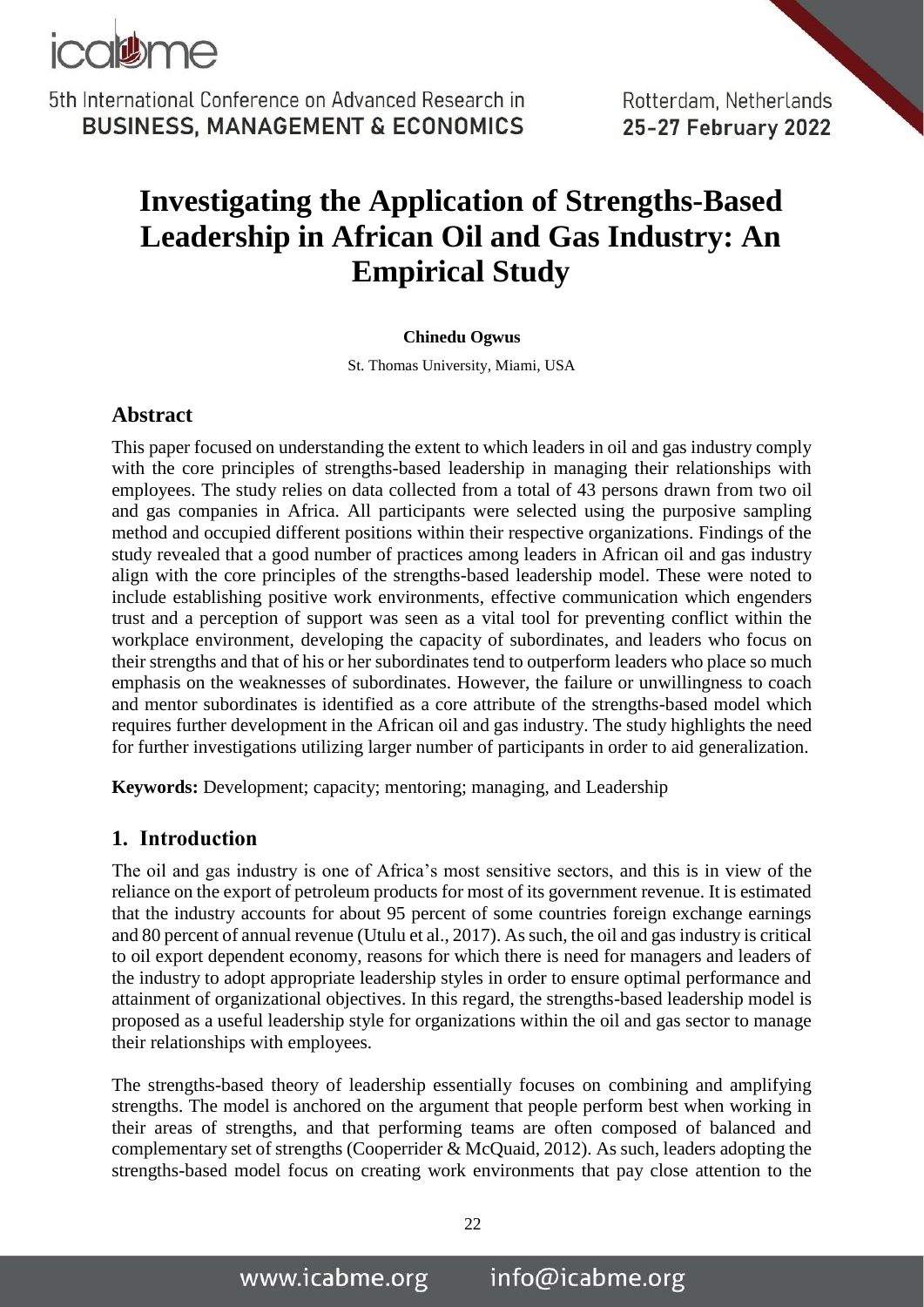# Investigating the Application of Strengths-Based Leadership in African Oil and Gas Industry: An Empirical Study

**Chinedu Ogwus**

St. Thomas University, Miami, USA

## Abstract

This paper focused on understanding the extent to which leaders in oil and gas industry comply with the core principles of strengths-based leadership in managing their relationships with employees. The study relies on data collected from a total of 43 persons drawn from two oil and gas companies in Africa. All participants were selected using the purposive sampling method and occupied different positions within their respective organizations. Findings of the study revealed that a good number of practices among leaders in African oil and gas industry align with the core principles of the strengths-based leadership model. These were noted to include establishing positive work environments, effective communication which engenders trust and a perception of support was seen as a vital tool for preventing conflict within the workplace environment, developing the capacity of subordinates, and leaders who focus on their strengths and that of his or her subordinates tend to outperform leaders who place so much emphasis on the weaknesses of subordinates. However, the failure or unwillingness to coach and mentor subordinates is identified as a core attribute of the strengths-based model which requires further development in the African oil and gas industry. The study highlights the need for further investigations utilizing larger number of participants in order to aid generalization.

**Keywords:** Development; capacity; mentoring; managing, and Leadership

## 1. Introduction

The oil and gas industry is one of Africa's most sensitive sectors, and this is in view of the reliance on the export of petroleum products for most of its government revenue. It is estimated that the industry accounts for about 95 percent of some countries foreign exchange earnings and 80 percent of annual revenue (Utulu et al., 2017). As such, the oil and gas industry is critical to oil export dependent economy, reasons for which there is need for managers and leaders of the industry to adopt appropriate leadership styles in order to ensure optimal performance and attainment of organizational objectives. In this regard, the strengths-based leadership model is proposed as a useful leadership style for organizations within the oil and gas sector to manage their relationships with employees.

The strengths-based theory of leadership essentially focuses on combining and amplifying strengths. The model is anchored on the argument that people perform best when working in their areas of strengths, and that performing teams are often composed of balanced and complementary set of strengths (Cooperrider & McQuaid, 2012). As such, leaders adopting the strengths-based model focus on creating work environments that pay close attention to the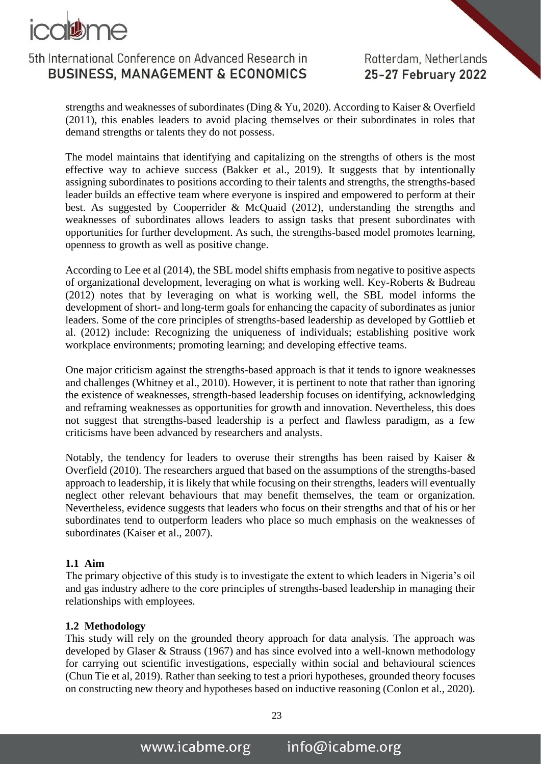strengths and weaknesses of subordinates (Ding & Yu, 2020). According to Kaiser & Overfield (2011), this enables leaders to avoid placing themselves or their subordinates in roles that demand strengths or talents they do not possess.

The model maintains that identifying and capitalizing on the strengths of others is the most effective way to achieve success (Bakker et al., 2019). It suggests that by intentionally assigning subordinates to positions according to their talents and strengths, the strengths-based leader builds an effective team where everyone is inspired and empowered to perform at their best. As suggested by Cooperrider & McQuaid (2012), understanding the strengths and weaknesses of subordinates allows leaders to assign tasks that present subordinates with opportunities for further development. As such, the strengths-based model promotes learning, openness to growth as well as positive change.

According to Lee et al (2014), the SBL model shifts emphasis from negative to positive aspects of organizational development, leveraging on what is working well. Key-Roberts & Budreau (2012) notes that by leveraging on what is working well, the SBL model informs the development of short- and long-term goals for enhancing the capacity of subordinates as junior leaders. Some of the core principles of strengths-based leadership as developed by Gottlieb et al. (2012) include: Recognizing the uniqueness of individuals; establishing positive work workplace environments; promoting learning; and developing effective teams.

One major criticism against the strengths-based approach is that it tends to ignore weaknesses and challenges (Whitney et al., 2010). However, it is pertinent to note that rather than ignoring the existence of weaknesses, strength-based leadership focuses on identifying, acknowledging and reframing weaknesses as opportunities for growth and innovation. Nevertheless, this does not suggest that strengths-based leadership is a perfect and flawless paradigm, as a few criticisms have been advanced by researchers and analysts.

Notably, the tendency for leaders to overuse their strengths has been raised by Kaiser & Overfield (2010). The researchers argued that based on the assumptions of the strengths-based approach to leadership, it is likely that while focusing on their strengths, leaders will eventually neglect other relevant behaviours that may benefit themselves, the team or organization. Nevertheless, evidence suggests that leaders who focus on their strengths and that of his or her subordinates tend to outperform leaders who place so much emphasis on the weaknesses of subordinates (Kaiser et al., 2007).

### 1.1 Aim

The primary objective of this study is to investigate the extent to which leaders in Nigeria's oil and gas industry adhere to the core principles of strengths-based leadership in managing their relationships with employees.

### 1.2 Methodology

This study will rely on the grounded theory approach for data analysis. The approach was developed by Glaser & Strauss (1967) and has since evolved into a well-known methodology for carrying out scientific investigations, especially within social and behavioural sciences (Chun Tie et al, 2019). Rather than seeking to test a priori hypotheses, grounded theory focuses on constructing new theory and hypotheses based on inductive reasoning (Conlon et al., 2020).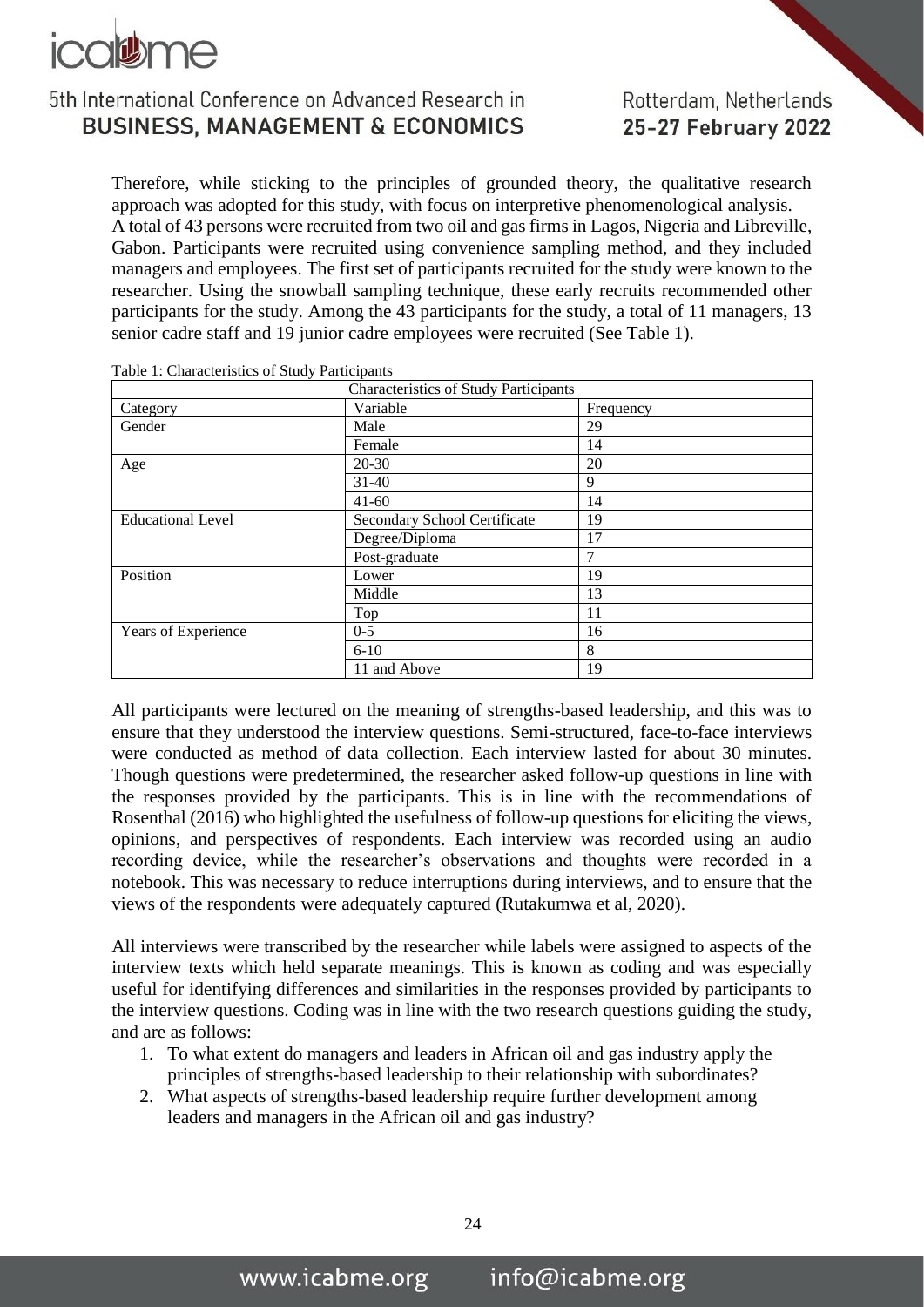Therefore, while sticking to the principles of grounded theory, the qualitative research approach was adopted for this study, with focus on interpretive phenomenological analysis.
A total of 43 persons were recruited from two oil and gas firms in Lagos, Nigeria and Libreville, Gabon. Participants were recruited using convenience sampling method, and they included managers and employees. The first set of participants recruited for the study were known to the researcher. Using the snowball sampling technique, these early recruits recommended other participants for the study. Among the 43 participants for the study, a total of 11 managers, 13 senior cadre staff and 19 junior cadre employees were recruited (See Table 1).

Table 1: Characteristics of Study Participants

| Characteristics of Study Participants | | |
|---|---|---|
| Category | Variable | Frequency |
| Gender | Male | 29 |
| | Female | 14 |
| Age | 20-30 | 20 |
| | 31-40 | 9 |
| | 41-60 | 14 |
| Educational Level | Secondary School Certificate | 19 |
| | Degree/Diploma | 17 |
| | Post-graduate | 7 |
| Position | Lower | 19 |
| | Middle | 13 |
| | Top | 11 |
| Years of Experience | 0-5 | 16 |
| | 6-10 | 8 |
| | 11 and Above | 19 |

All participants were lectured on the meaning of strengths-based leadership, and this was to ensure that they understood the interview questions. Semi-structured, face-to-face interviews were conducted as method of data collection. Each interview lasted for about 30 minutes. Though questions were predetermined, the researcher asked follow-up questions in line with the responses provided by the participants. This is in line with the recommendations of Rosenthal (2016) who highlighted the usefulness of follow-up questions for eliciting the views, opinions, and perspectives of respondents. Each interview was recorded using an audio recording device, while the researcher's observations and thoughts were recorded in a notebook. This was necessary to reduce interruptions during interviews, and to ensure that the views of the respondents were adequately captured (Rutakumwa et al, 2020).

All interviews were transcribed by the researcher while labels were assigned to aspects of the interview texts which held separate meanings. This is known as coding and was especially useful for identifying differences and similarities in the responses provided by participants to the interview questions. Coding was in line with the two research questions guiding the study, and are as follows:

1. To what extent do managers and leaders in African oil and gas industry apply the principles of strengths-based leadership to their relationship with subordinates?
2. What aspects of strengths-based leadership require further development among leaders and managers in the African oil and gas industry?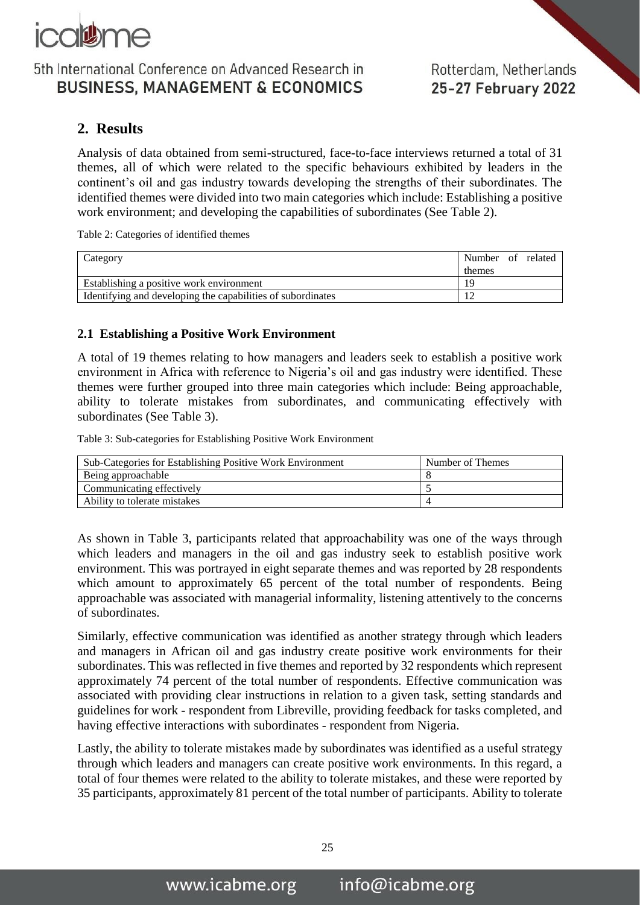## 2. Results

Analysis of data obtained from semi-structured, face-to-face interviews returned a total of 31 themes, all of which were related to the specific behaviours exhibited by leaders in the continent's oil and gas industry towards developing the strengths of their subordinates. The identified themes were divided into two main categories which include: Establishing a positive work environment; and developing the capabilities of subordinates (See Table 2).

Table 2: Categories of identified themes

| Category | Number of related themes |
|---|---|
| Establishing a positive work environment | 19 |
| Identifying and developing the capabilities of subordinates | 12 |

### 2.1 Establishing a Positive Work Environment

A total of 19 themes relating to how managers and leaders seek to establish a positive work environment in Africa with reference to Nigeria's oil and gas industry were identified. These themes were further grouped into three main categories which include: Being approachable, ability to tolerate mistakes from subordinates, and communicating effectively with subordinates (See Table 3).

Table 3: Sub-categories for Establishing Positive Work Environment

| Sub-Categories for Establishing Positive Work Environment | Number of Themes |
|---|---|
| Being approachable | 8 |
| Communicating effectively | 5 |
| Ability to tolerate mistakes | 4 |

As shown in Table 3, participants related that approachability was one of the ways through which leaders and managers in the oil and gas industry seek to establish positive work environment. This was portrayed in eight separate themes and was reported by 28 respondents which amount to approximately 65 percent of the total number of respondents. Being approachable was associated with managerial informality, listening attentively to the concerns of subordinates.

Similarly, effective communication was identified as another strategy through which leaders and managers in African oil and gas industry create positive work environments for their subordinates. This was reflected in five themes and reported by 32 respondents which represent approximately 74 percent of the total number of respondents. Effective communication was associated with providing clear instructions in relation to a given task, setting standards and guidelines for work - respondent from Libreville, providing feedback for tasks completed, and having effective interactions with subordinates - respondent from Nigeria.

Lastly, the ability to tolerate mistakes made by subordinates was identified as a useful strategy through which leaders and managers can create positive work environments. In this regard, a total of four themes were related to the ability to tolerate mistakes, and these were reported by 35 participants, approximately 81 percent of the total number of participants. Ability to tolerate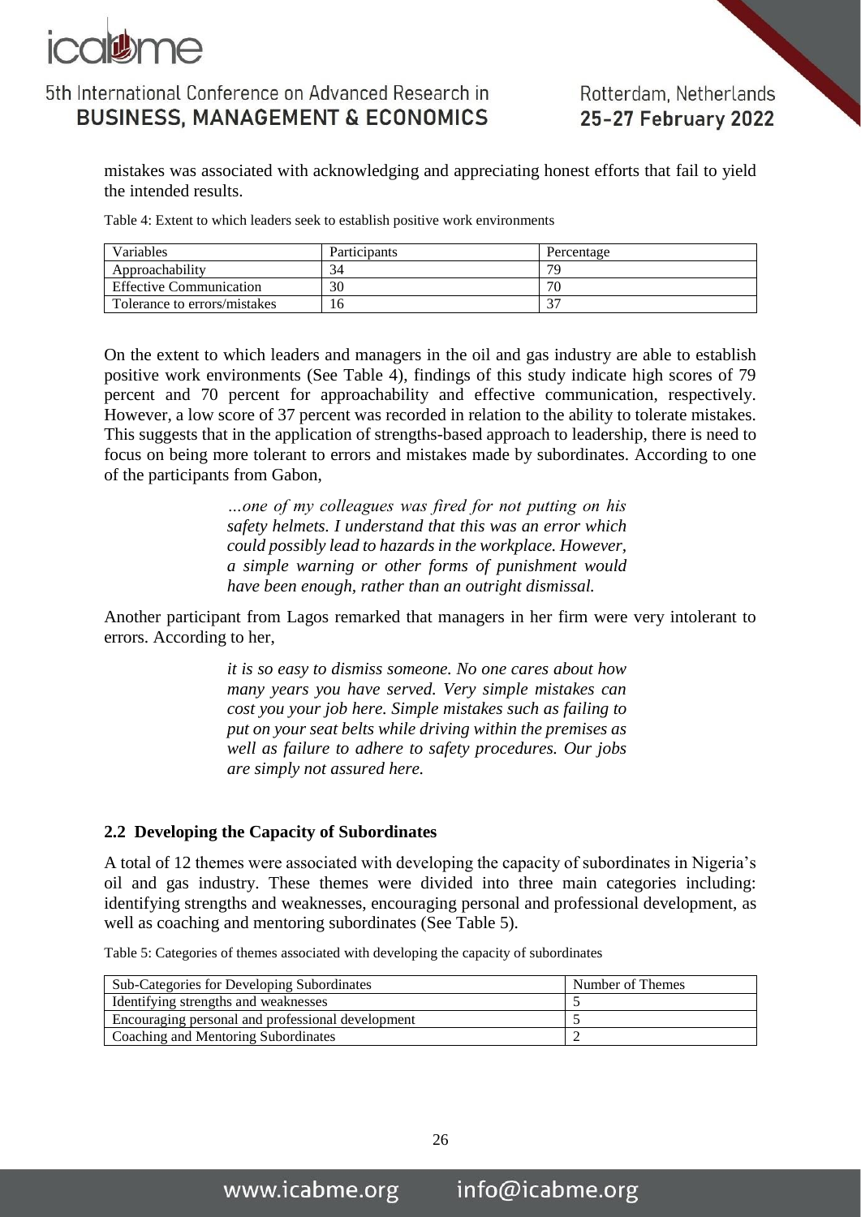mistakes was associated with acknowledging and appreciating honest efforts that fail to yield the intended results.

Table 4: Extent to which leaders seek to establish positive work environments

| Variables | Participants | Percentage |
| --- | --- | --- |
| Approachability | 34 | 79 |
| Effective Communication | 30 | 70 |
| Tolerance to errors/mistakes | 16 | 37 |

On the extent to which leaders and managers in the oil and gas industry are able to establish positive work environments (See Table 4), findings of this study indicate high scores of 79 percent and 70 percent for approachability and effective communication, respectively. However, a low score of 37 percent was recorded in relation to the ability to tolerate mistakes. This suggests that in the application of strengths-based approach to leadership, there is need to focus on being more tolerant to errors and mistakes made by subordinates. According to one of the participants from Gabon,

> *…one of my colleagues was fired for not putting on his safety helmets. I understand that this was an error which could possibly lead to hazards in the workplace. However, a simple warning or other forms of punishment would have been enough, rather than an outright dismissal.*

Another participant from Lagos remarked that managers in her firm were very intolerant to errors. According to her,

> *it is so easy to dismiss someone. No one cares about how many years you have served. Very simple mistakes can cost you your job here. Simple mistakes such as failing to put on your seat belts while driving within the premises as well as failure to adhere to safety procedures. Our jobs are simply not assured here.*

### 2.2 Developing the Capacity of Subordinates

A total of 12 themes were associated with developing the capacity of subordinates in Nigeria's oil and gas industry. These themes were divided into three main categories including: identifying strengths and weaknesses, encouraging personal and professional development, as well as coaching and mentoring subordinates (See Table 5).

Table 5: Categories of themes associated with developing the capacity of subordinates

| Sub-Categories for Developing Subordinates | Number of Themes |
| --- | --- |
| Identifying strengths and weaknesses | 5 |
| Encouraging personal and professional development | 5 |
| Coaching and Mentoring Subordinates | 2 |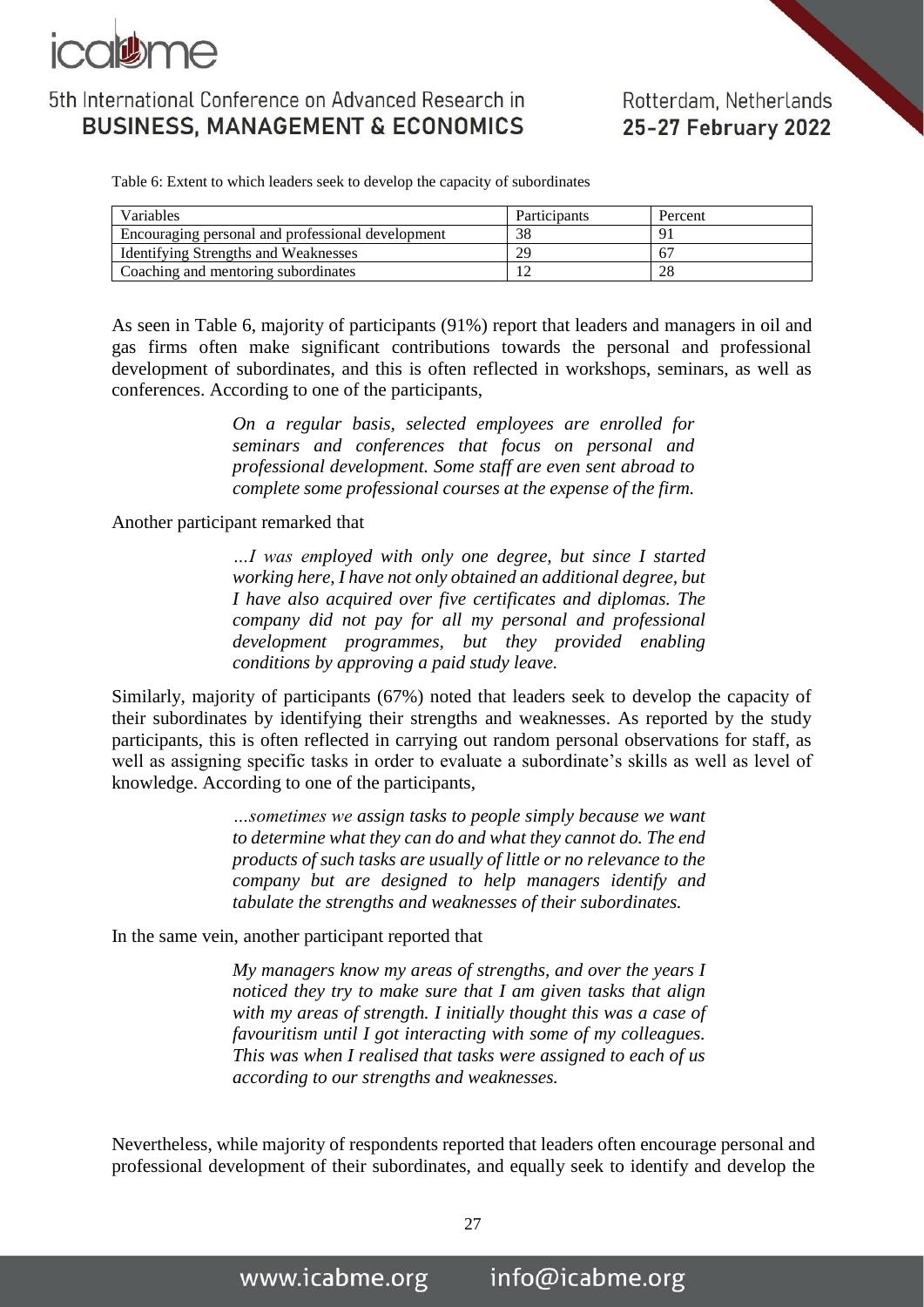Table 6: Extent to which leaders seek to develop the capacity of subordinates

| Variables | Participants | Percent |
|---|---|---|
| Encouraging personal and professional development | 38 | 91 |
| Identifying Strengths and Weaknesses | 29 | 67 |
| Coaching and mentoring subordinates | 12 | 28 |

As seen in Table 6, majority of participants (91%) report that leaders and managers in oil and gas firms often make significant contributions towards the personal and professional development of subordinates, and this is often reflected in workshops, seminars, as well as conferences. According to one of the participants,

> *On a regular basis, selected employees are enrolled for seminars and conferences that focus on personal and professional development. Some staff are even sent abroad to complete some professional courses at the expense of the firm.*

Another participant remarked that

> *…I was employed with only one degree, but since I started working here, I have not only obtained an additional degree, but I have also acquired over five certificates and diplomas. The company did not pay for all my personal and professional development programmes, but they provided enabling conditions by approving a paid study leave.*

Similarly, majority of participants (67%) noted that leaders seek to develop the capacity of their subordinates by identifying their strengths and weaknesses. As reported by the study participants, this is often reflected in carrying out random personal observations for staff, as well as assigning specific tasks in order to evaluate a subordinate's skills as well as level of knowledge. According to one of the participants,

> *…sometimes we assign tasks to people simply because we want to determine what they can do and what they cannot do. The end products of such tasks are usually of little or no relevance to the company but are designed to help managers identify and tabulate the strengths and weaknesses of their subordinates.*

In the same vein, another participant reported that

> *My managers know my areas of strengths, and over the years I noticed they try to make sure that I am given tasks that align with my areas of strength. I initially thought this was a case of favouritism until I got interacting with some of my colleagues. This was when I realised that tasks were assigned to each of us according to our strengths and weaknesses.*

Nevertheless, while majority of respondents reported that leaders often encourage personal and professional development of their subordinates, and equally seek to identify and develop the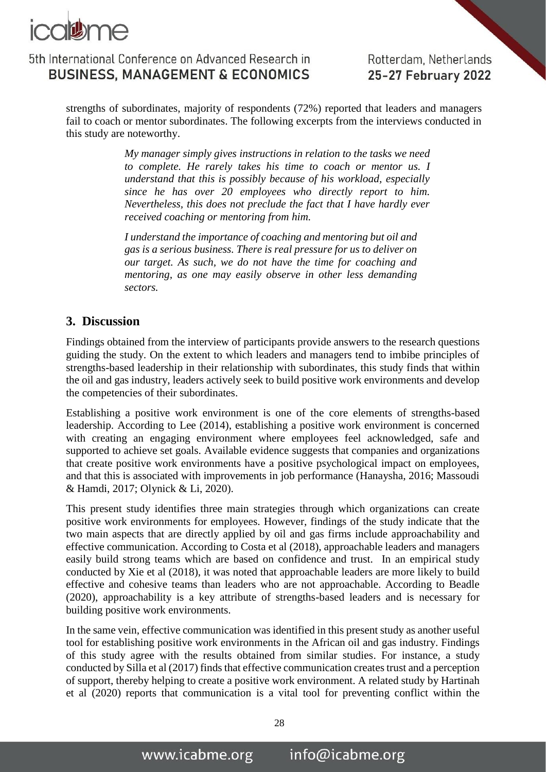strengths of subordinates, majority of respondents (72%) reported that leaders and managers fail to coach or mentor subordinates. The following excerpts from the interviews conducted in this study are noteworthy.

> *My manager simply gives instructions in relation to the tasks we need to complete. He rarely takes his time to coach or mentor us. I understand that this is possibly because of his workload, especially since he has over 20 employees who directly report to him. Nevertheless, this does not preclude the fact that I have hardly ever received coaching or mentoring from him.*

> *I understand the importance of coaching and mentoring but oil and gas is a serious business. There is real pressure for us to deliver on our target. As such, we do not have the time for coaching and mentoring, as one may easily observe in other less demanding sectors.*

## 3. Discussion

Findings obtained from the interview of participants provide answers to the research questions guiding the study. On the extent to which leaders and managers tend to imbibe principles of strengths-based leadership in their relationship with subordinates, this study finds that within the oil and gas industry, leaders actively seek to build positive work environments and develop the competencies of their subordinates.

Establishing a positive work environment is one of the core elements of strengths-based leadership. According to Lee (2014), establishing a positive work environment is concerned with creating an engaging environment where employees feel acknowledged, safe and supported to achieve set goals. Available evidence suggests that companies and organizations that create positive work environments have a positive psychological impact on employees, and that this is associated with improvements in job performance (Hanaysha, 2016; Massoudi & Hamdi, 2017; Olynick & Li, 2020).

This present study identifies three main strategies through which organizations can create positive work environments for employees. However, findings of the study indicate that the two main aspects that are directly applied by oil and gas firms include approachability and effective communication. According to Costa et al (2018), approachable leaders and managers easily build strong teams which are based on confidence and trust. In an empirical study conducted by Xie et al (2018), it was noted that approachable leaders are more likely to build effective and cohesive teams than leaders who are not approachable. According to Beadle (2020), approachability is a key attribute of strengths-based leaders and is necessary for building positive work environments.

In the same vein, effective communication was identified in this present study as another useful tool for establishing positive work environments in the African oil and gas industry. Findings of this study agree with the results obtained from similar studies. For instance, a study conducted by Silla et al (2017) finds that effective communication creates trust and a perception of support, thereby helping to create a positive work environment. A related study by Hartinah et al (2020) reports that communication is a vital tool for preventing conflict within the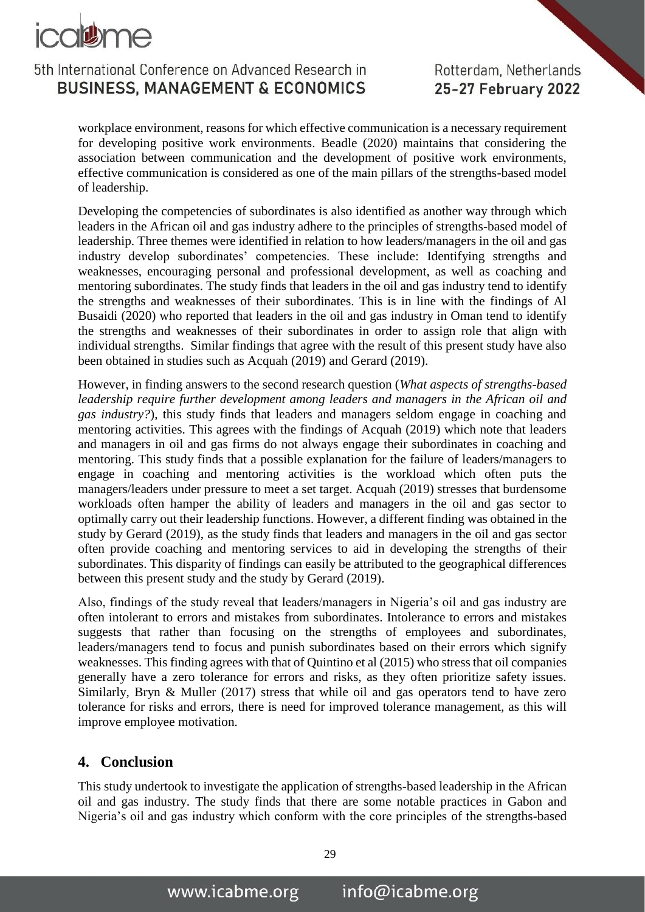workplace environment, reasons for which effective communication is a necessary requirement for developing positive work environments. Beadle (2020) maintains that considering the association between communication and the development of positive work environments, effective communication is considered as one of the main pillars of the strengths-based model of leadership.

Developing the competencies of subordinates is also identified as another way through which leaders in the African oil and gas industry adhere to the principles of strengths-based model of leadership. Three themes were identified in relation to how leaders/managers in the oil and gas industry develop subordinates' competencies. These include: Identifying strengths and weaknesses, encouraging personal and professional development, as well as coaching and mentoring subordinates. The study finds that leaders in the oil and gas industry tend to identify the strengths and weaknesses of their subordinates. This is in line with the findings of Al Busaidi (2020) who reported that leaders in the oil and gas industry in Oman tend to identify the strengths and weaknesses of their subordinates in order to assign role that align with individual strengths. Similar findings that agree with the result of this present study have also been obtained in studies such as Acquah (2019) and Gerard (2019).

However, in finding answers to the second research question (*What aspects of strengths-based leadership require further development among leaders and managers in the African oil and gas industry?*), this study finds that leaders and managers seldom engage in coaching and mentoring activities. This agrees with the findings of Acquah (2019) which note that leaders and managers in oil and gas firms do not always engage their subordinates in coaching and mentoring. This study finds that a possible explanation for the failure of leaders/managers to engage in coaching and mentoring activities is the workload which often puts the managers/leaders under pressure to meet a set target. Acquah (2019) stresses that burdensome workloads often hamper the ability of leaders and managers in the oil and gas sector to optimally carry out their leadership functions. However, a different finding was obtained in the study by Gerard (2019), as the study finds that leaders and managers in the oil and gas sector often provide coaching and mentoring services to aid in developing the strengths of their subordinates. This disparity of findings can easily be attributed to the geographical differences between this present study and the study by Gerard (2019).

Also, findings of the study reveal that leaders/managers in Nigeria's oil and gas industry are often intolerant to errors and mistakes from subordinates. Intolerance to errors and mistakes suggests that rather than focusing on the strengths of employees and subordinates, leaders/managers tend to focus and punish subordinates based on their errors which signify weaknesses. This finding agrees with that of Quintino et al (2015) who stress that oil companies generally have a zero tolerance for errors and risks, as they often prioritize safety issues. Similarly, Bryn & Muller (2017) stress that while oil and gas operators tend to have zero tolerance for risks and errors, there is need for improved tolerance management, as this will improve employee motivation.

## 4. Conclusion

This study undertook to investigate the application of strengths-based leadership in the African oil and gas industry. The study finds that there are some notable practices in Gabon and Nigeria's oil and gas industry which conform with the core principles of the strengths-based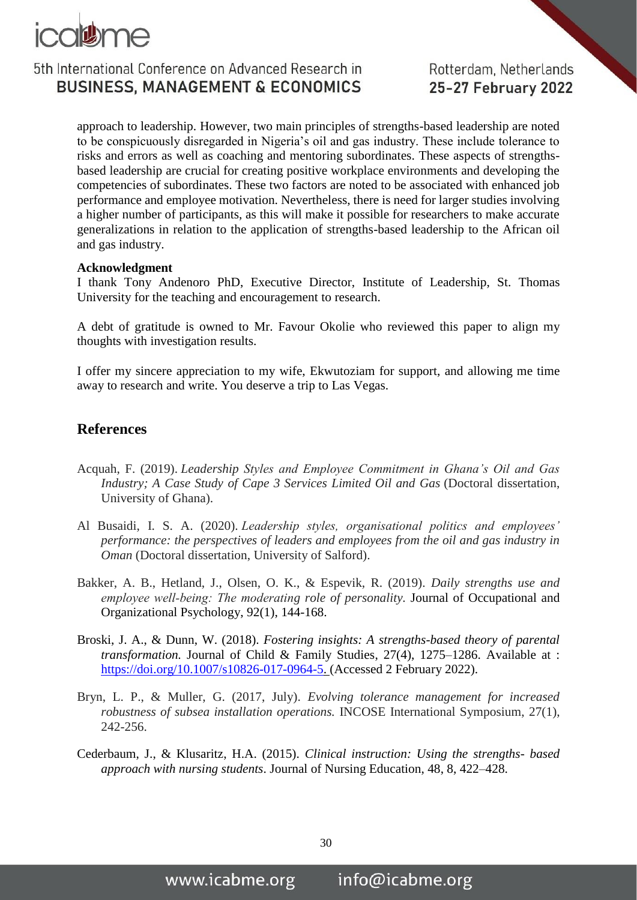approach to leadership. However, two main principles of strengths-based leadership are noted to be conspicuously disregarded in Nigeria's oil and gas industry. These include tolerance to risks and errors as well as coaching and mentoring subordinates. These aspects of strengths-based leadership are crucial for creating positive workplace environments and developing the competencies of subordinates. These two factors are noted to be associated with enhanced job performance and employee motivation. Nevertheless, there is need for larger studies involving a higher number of participants, as this will make it possible for researchers to make accurate generalizations in relation to the application of strengths-based leadership to the African oil and gas industry.

**Acknowledgment**

I thank Tony Andenoro PhD, Executive Director, Institute of Leadership, St. Thomas University for the teaching and encouragement to research.

A debt of gratitude is owned to Mr. Favour Okolie who reviewed this paper to align my thoughts with investigation results.

I offer my sincere appreciation to my wife, Ekwutoziam for support, and allowing me time away to research and write. You deserve a trip to Las Vegas.

## References

Acquah, F. (2019). *Leadership Styles and Employee Commitment in Ghana's Oil and Gas Industry; A Case Study of Cape 3 Services Limited Oil and Gas* (Doctoral dissertation, University of Ghana).

Al Busaidi, I. S. A. (2020). *Leadership styles, organisational politics and employees' performance: the perspectives of leaders and employees from the oil and gas industry in Oman* (Doctoral dissertation, University of Salford).

Bakker, A. B., Hetland, J., Olsen, O. K., & Espevik, R. (2019). *Daily strengths use and employee well-being: The moderating role of personality.* Journal of Occupational and Organizational Psychology, 92(1), 144-168.

Broski, J. A., & Dunn, W. (2018). *Fostering insights: A strengths-based theory of parental transformation.* Journal of Child & Family Studies, 27(4), 1275–1286. Available at : https://doi.org/10.1007/s10826-017-0964-5. (Accessed 2 February 2022).

Bryn, L. P., & Muller, G. (2017, July). *Evolving tolerance management for increased robustness of subsea installation operations.* INCOSE International Symposium, 27(1), 242-256.

Cederbaum, J., & Klusaritz, H.A. (2015). *Clinical instruction: Using the strengths- based approach with nursing students*. Journal of Nursing Education, 48, 8, 422–428.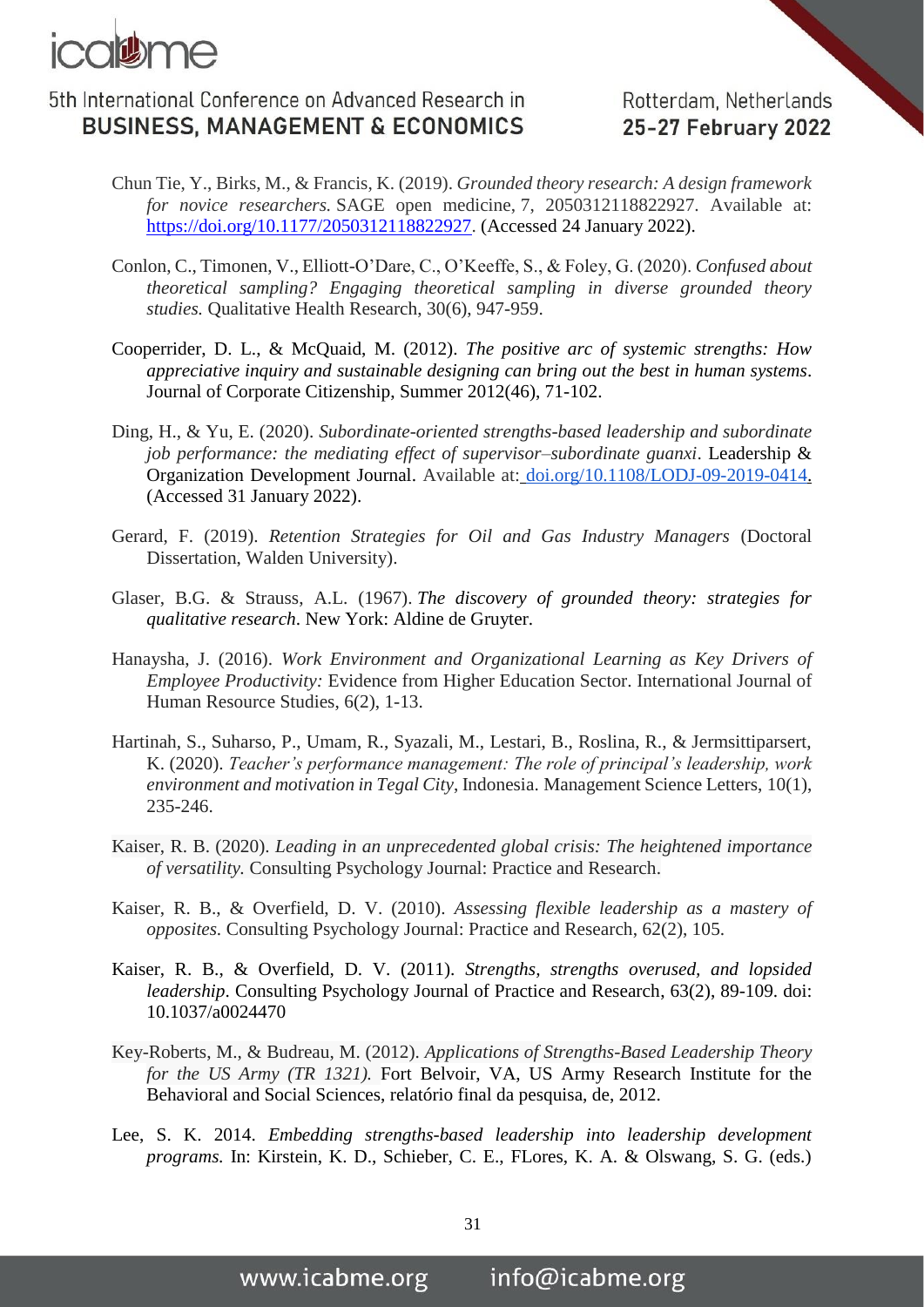Chun Tie, Y., Birks, M., & Francis, K. (2019). *Grounded theory research: A design framework for novice researchers.* SAGE open medicine, 7, 2050312118822927. Available at: https://doi.org/10.1177/2050312118822927. (Accessed 24 January 2022).

Conlon, C., Timonen, V., Elliott-O'Dare, C., O'Keeffe, S., & Foley, G. (2020). *Confused about theoretical sampling? Engaging theoretical sampling in diverse grounded theory studies.* Qualitative Health Research, 30(6), 947-959.

Cooperrider, D. L., & McQuaid, M. (2012). *The positive arc of systemic strengths: How appreciative inquiry and sustainable designing can bring out the best in human systems*. Journal of Corporate Citizenship, Summer 2012(46), 71-102.

Ding, H., & Yu, E. (2020). *Subordinate-oriented strengths-based leadership and subordinate job performance: the mediating effect of supervisor–subordinate guanxi*. Leadership & Organization Development Journal. Available at: doi.org/10.1108/LODJ-09-2019-0414. (Accessed 31 January 2022).

Gerard, F. (2019). *Retention Strategies for Oil and Gas Industry Managers* (Doctoral Dissertation, Walden University).

Glaser, B.G. & Strauss, A.L. (1967). *The discovery of grounded theory: strategies for qualitative research*. New York: Aldine de Gruyter.

Hanaysha, J. (2016). *Work Environment and Organizational Learning as Key Drivers of Employee Productivity:* Evidence from Higher Education Sector. International Journal of Human Resource Studies, 6(2), 1-13.

Hartinah, S., Suharso, P., Umam, R., Syazali, M., Lestari, B., Roslina, R., & Jermsittiparsert, K. (2020). *Teacher's performance management: The role of principal's leadership, work environment and motivation in Tegal City*, Indonesia. Management Science Letters, 10(1), 235-246.

Kaiser, R. B. (2020). *Leading in an unprecedented global crisis: The heightened importance of versatility.* Consulting Psychology Journal: Practice and Research.

Kaiser, R. B., & Overfield, D. V. (2010). *Assessing flexible leadership as a mastery of opposites.* Consulting Psychology Journal: Practice and Research, 62(2), 105.

Kaiser, R. B., & Overfield, D. V. (2011). *Strengths, strengths overused, and lopsided leadership*. Consulting Psychology Journal of Practice and Research, 63(2), 89-109. doi: 10.1037/a0024470

Key-Roberts, M., & Budreau, M. (2012). *Applications of Strengths-Based Leadership Theory for the US Army (TR 1321).* Fort Belvoir, VA, US Army Research Institute for the Behavioral and Social Sciences, relatório final da pesquisa, de, 2012.

Lee, S. K. 2014. *Embedding strengths-based leadership into leadership development programs.* In: Kirstein, K. D., Schieber, C. E., FLores, K. A. & Olswang, S. G. (eds.)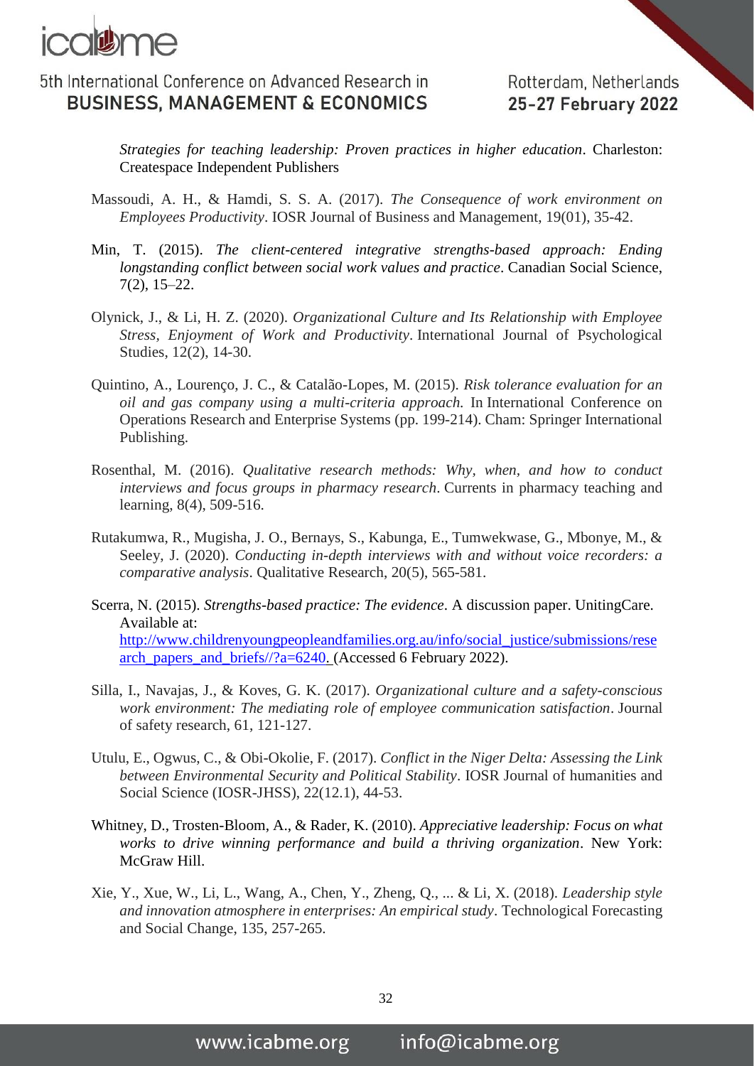*Strategies for teaching leadership: Proven practices in higher education*. Charleston: Createspace Independent Publishers

Massoudi, A. H., & Hamdi, S. S. A. (2017). *The Consequence of work environment on Employees Productivity*. IOSR Journal of Business and Management, 19(01), 35-42.

Min, T. (2015). *The client-centered integrative strengths-based approach: Ending longstanding conflict between social work values and practice*. Canadian Social Science, 7(2), 15–22.

Olynick, J., & Li, H. Z. (2020). *Organizational Culture and Its Relationship with Employee Stress, Enjoyment of Work and Productivity*. International Journal of Psychological Studies, 12(2), 14-30.

Quintino, A., Lourenço, J. C., & Catalão-Lopes, M. (2015). *Risk tolerance evaluation for an oil and gas company using a multi-criteria approach.* In International Conference on Operations Research and Enterprise Systems (pp. 199-214). Cham: Springer International Publishing.

Rosenthal, M. (2016). *Qualitative research methods: Why, when, and how to conduct interviews and focus groups in pharmacy research*. Currents in pharmacy teaching and learning, 8(4), 509-516.

Rutakumwa, R., Mugisha, J. O., Bernays, S., Kabunga, E., Tumwekwase, G., Mbonye, M., & Seeley, J. (2020). *Conducting in-depth interviews with and without voice recorders: a comparative analysis*. Qualitative Research, 20(5), 565-581.

Scerra, N. (2015). *Strengths-based practice: The evidence*. A discussion paper. UnitingCare. Available at: [http://www.childrenyoungpeopleandfamilies.org.au/info/social_justice/submissions/research_papers_and_briefs//?a=6240.](http://www.childrenyoungpeopleandfamilies.org.au/info/social_justice/submissions/research_papers_and_briefs//?a=6240) (Accessed 6 February 2022).

Silla, I., Navajas, J., & Koves, G. K. (2017). *Organizational culture and a safety-conscious work environment: The mediating role of employee communication satisfaction*. Journal of safety research, 61, 121-127.

Utulu, E., Ogwus, C., & Obi-Okolie, F. (2017). *Conflict in the Niger Delta: Assessing the Link between Environmental Security and Political Stability*. IOSR Journal of humanities and Social Science (IOSR-JHSS), 22(12.1), 44-53.

Whitney, D., Trosten-Bloom, A., & Rader, K. (2010). *Appreciative leadership: Focus on what works to drive winning performance and build a thriving organization*. New York: McGraw Hill.

Xie, Y., Xue, W., Li, L., Wang, A., Chen, Y., Zheng, Q., ... & Li, X. (2018). *Leadership style and innovation atmosphere in enterprises: An empirical study*. Technological Forecasting and Social Change, 135, 257-265.